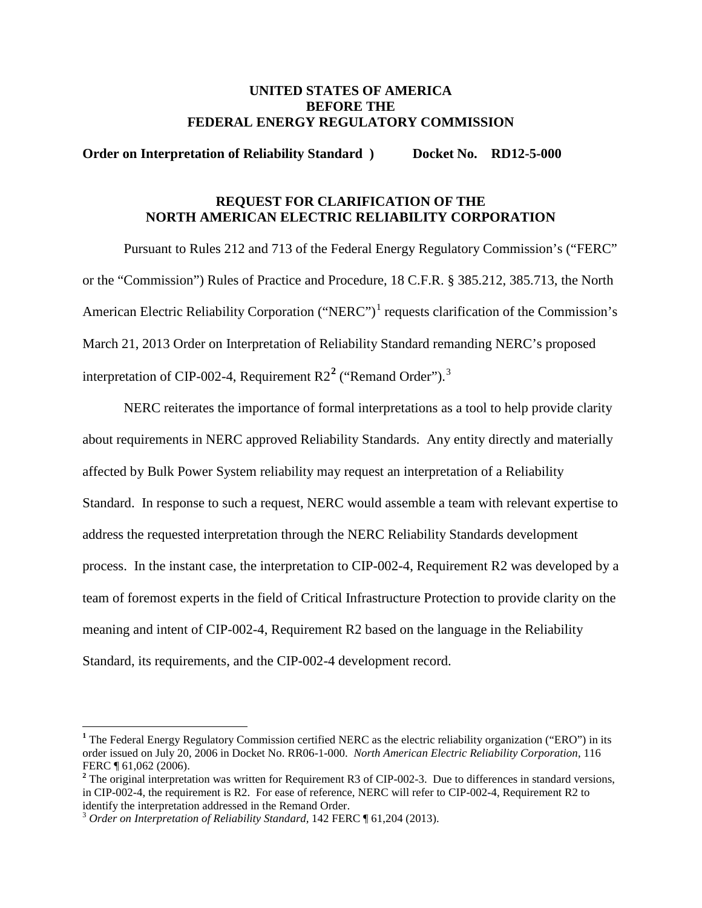**UNITED STATES OF AMERICA**
**BEFORE THE**
**FEDERAL ENERGY REGULATORY COMMISSION**

**Order on Interpretation of Reliability Standard )    Docket No. RD12-5-000**

## REQUEST FOR CLARIFICATION OF THE NORTH AMERICAN ELECTRIC RELIABILITY CORPORATION

Pursuant to Rules 212 and 713 of the Federal Energy Regulatory Commission's ("FERC" or the "Commission") Rules of Practice and Procedure, 18 C.F.R. § 385.212, 385.713, the North American Electric Reliability Corporation ("NERC")[1] requests clarification of the Commission's March 21, 2013 Order on Interpretation of Reliability Standard remanding NERC's proposed interpretation of CIP-002-4, Requirement R2[2] ("Remand Order").[3]

NERC reiterates the importance of formal interpretations as a tool to help provide clarity about requirements in NERC approved Reliability Standards. Any entity directly and materially affected by Bulk Power System reliability may request an interpretation of a Reliability Standard. In response to such a request, NERC would assemble a team with relevant expertise to address the requested interpretation through the NERC Reliability Standards development process. In the instant case, the interpretation to CIP-002-4, Requirement R2 was developed by a team of foremost experts in the field of Critical Infrastructure Protection to provide clarity on the meaning and intent of CIP-002-4, Requirement R2 based on the language in the Reliability Standard, its requirements, and the CIP-002-4 development record.

---

[1] The Federal Energy Regulatory Commission certified NERC as the electric reliability organization ("ERO") in its order issued on July 20, 2006 in Docket No. RR06-1-000. *North American Electric Reliability Corporation*, 116 FERC ¶ 61,062 (2006).

[2] The original interpretation was written for Requirement R3 of CIP-002-3. Due to differences in standard versions, in CIP-002-4, the requirement is R2. For ease of reference, NERC will refer to CIP-002-4, Requirement R2 to identify the interpretation addressed in the Remand Order.

[3] *Order on Interpretation of Reliability Standard*, 142 FERC ¶ 61,204 (2013).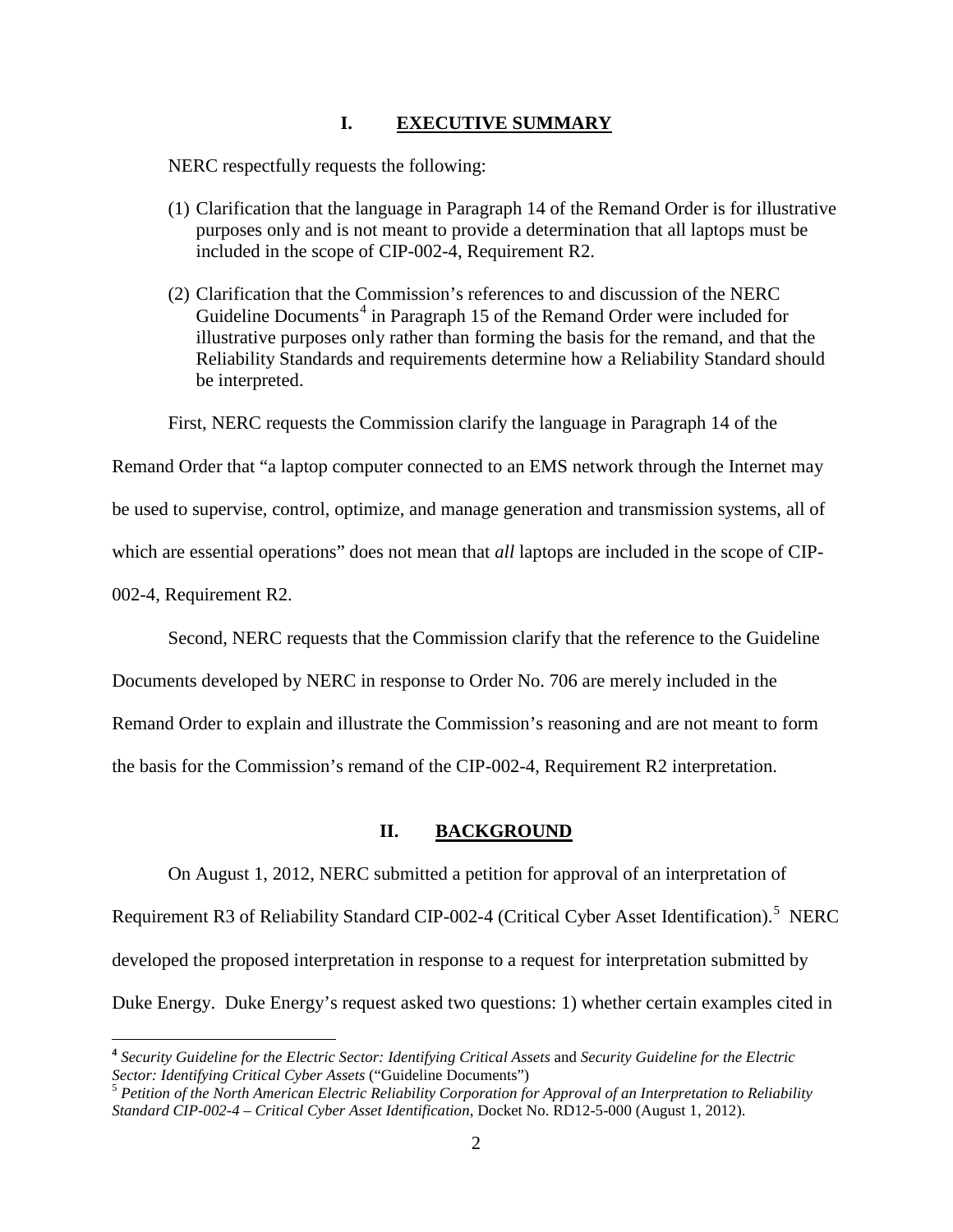## I. EXECUTIVE SUMMARY

NERC respectfully requests the following:

(1) Clarification that the language in Paragraph 14 of the Remand Order is for illustrative purposes only and is not meant to provide a determination that all laptops must be included in the scope of CIP-002-4, Requirement R2.

(2) Clarification that the Commission's references to and discussion of the NERC Guideline Documents[4] in Paragraph 15 of the Remand Order were included for illustrative purposes only rather than forming the basis for the remand, and that the Reliability Standards and requirements determine how a Reliability Standard should be interpreted.

First, NERC requests the Commission clarify the language in Paragraph 14 of the Remand Order that "a laptop computer connected to an EMS network through the Internet may be used to supervise, control, optimize, and manage generation and transmission systems, all of which are essential operations" does not mean that *all* laptops are included in the scope of CIP-002-4, Requirement R2.

Second, NERC requests that the Commission clarify that the reference to the Guideline Documents developed by NERC in response to Order No. 706 are merely included in the Remand Order to explain and illustrate the Commission's reasoning and are not meant to form the basis for the Commission's remand of the CIP-002-4, Requirement R2 interpretation.

## II. BACKGROUND

On August 1, 2012, NERC submitted a petition for approval of an interpretation of Requirement R3 of Reliability Standard CIP-002-4 (Critical Cyber Asset Identification).[5] NERC developed the proposed interpretation in response to a request for interpretation submitted by Duke Energy. Duke Energy's request asked two questions: 1) whether certain examples cited in

---

[4] *Security Guideline for the Electric Sector: Identifying Critical Assets* and *Security Guideline for the Electric Sector: Identifying Critical Cyber Assets* ("Guideline Documents")

[5] *Petition of the North American Electric Reliability Corporation for Approval of an Interpretation to Reliability Standard CIP-002-4 – Critical Cyber Asset Identification*, Docket No. RD12-5-000 (August 1, 2012).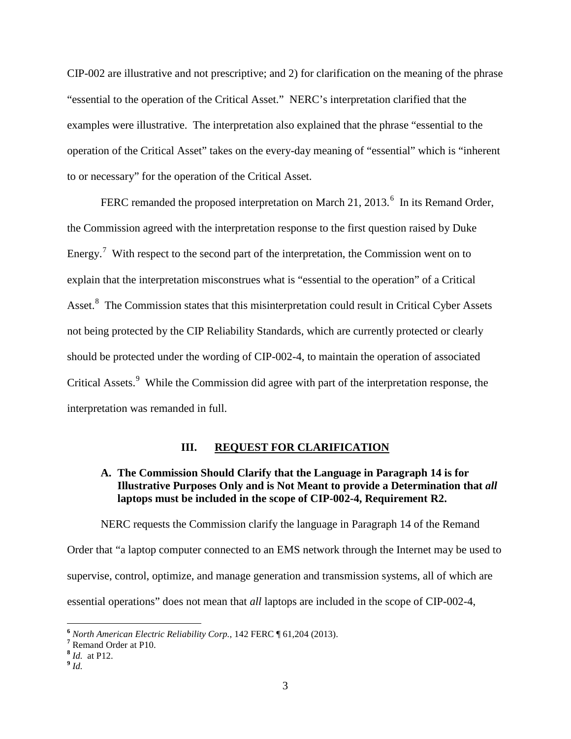CIP-002 are illustrative and not prescriptive; and 2) for clarification on the meaning of the phrase "essential to the operation of the Critical Asset." NERC's interpretation clarified that the examples were illustrative. The interpretation also explained that the phrase "essential to the operation of the Critical Asset" takes on the every-day meaning of "essential" which is "inherent to or necessary" for the operation of the Critical Asset.

FERC remanded the proposed interpretation on March 21, 2013.[6] In its Remand Order, the Commission agreed with the interpretation response to the first question raised by Duke Energy.[7] With respect to the second part of the interpretation, the Commission went on to explain that the interpretation misconstrues what is "essential to the operation" of a Critical Asset.[8] The Commission states that this misinterpretation could result in Critical Cyber Assets not being protected by the CIP Reliability Standards, which are currently protected or clearly should be protected under the wording of CIP-002-4, to maintain the operation of associated Critical Assets.[9] While the Commission did agree with part of the interpretation response, the interpretation was remanded in full.

## III. REQUEST FOR CLARIFICATION

### A. The Commission Should Clarify that the Language in Paragraph 14 is for Illustrative Purposes Only and is Not Meant to provide a Determination that *all* laptops must be included in the scope of CIP-002-4, Requirement R2.

NERC requests the Commission clarify the language in Paragraph 14 of the Remand Order that "a laptop computer connected to an EMS network through the Internet may be used to supervise, control, optimize, and manage generation and transmission systems, all of which are essential operations" does not mean that *all* laptops are included in the scope of CIP-002-4,

---

[6] *North American Electric Reliability Corp.*, 142 FERC ¶ 61,204 (2013).

[7] Remand Order at P10.

[8] *Id.* at P12.

[9] *Id.*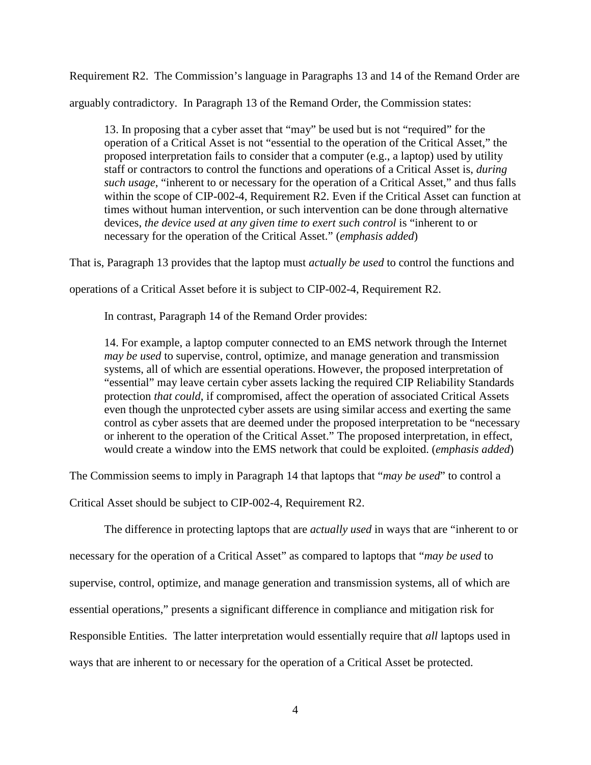Requirement R2. The Commission's language in Paragraphs 13 and 14 of the Remand Order are arguably contradictory. In Paragraph 13 of the Remand Order, the Commission states:

> 13. In proposing that a cyber asset that "may" be used but is not "required" for the operation of a Critical Asset is not "essential to the operation of the Critical Asset," the proposed interpretation fails to consider that a computer (e.g., a laptop) used by utility staff or contractors to control the functions and operations of a Critical Asset is, *during such usage*, "inherent to or necessary for the operation of a Critical Asset," and thus falls within the scope of CIP-002-4, Requirement R2. Even if the Critical Asset can function at times without human intervention, or such intervention can be done through alternative devices, *the device used at any given time to exert such control* is "inherent to or necessary for the operation of the Critical Asset." (*emphasis added*)

That is, Paragraph 13 provides that the laptop must *actually be used* to control the functions and operations of a Critical Asset before it is subject to CIP-002-4, Requirement R2.

In contrast, Paragraph 14 of the Remand Order provides:

> 14. For example, a laptop computer connected to an EMS network through the Internet *may be used* to supervise, control, optimize, and manage generation and transmission systems, all of which are essential operations. However, the proposed interpretation of "essential" may leave certain cyber assets lacking the required CIP Reliability Standards protection *that could*, if compromised, affect the operation of associated Critical Assets even though the unprotected cyber assets are using similar access and exerting the same control as cyber assets that are deemed under the proposed interpretation to be "necessary or inherent to the operation of the Critical Asset." The proposed interpretation, in effect, would create a window into the EMS network that could be exploited. (*emphasis added*)

The Commission seems to imply in Paragraph 14 that laptops that "*may be used*" to control a Critical Asset should be subject to CIP-002-4, Requirement R2.

The difference in protecting laptops that are *actually used* in ways that are "inherent to or necessary for the operation of a Critical Asset" as compared to laptops that "*may be used* to supervise, control, optimize, and manage generation and transmission systems, all of which are essential operations," presents a significant difference in compliance and mitigation risk for Responsible Entities. The latter interpretation would essentially require that *all* laptops used in ways that are inherent to or necessary for the operation of a Critical Asset be protected.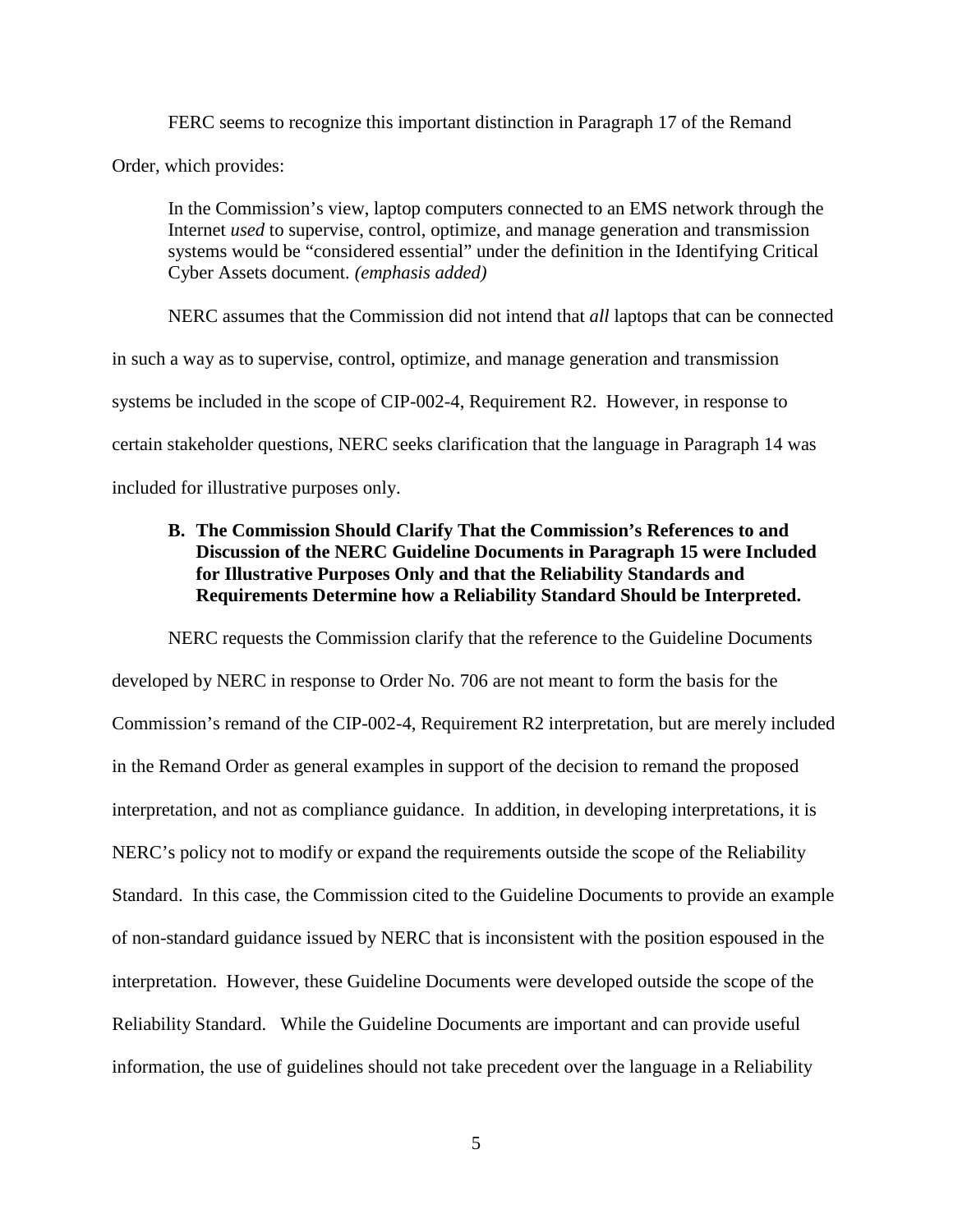FERC seems to recognize this important distinction in Paragraph 17 of the Remand Order, which provides:

> In the Commission's view, laptop computers connected to an EMS network through the Internet *used* to supervise, control, optimize, and manage generation and transmission systems would be "considered essential" under the definition in the Identifying Critical Cyber Assets document. *(emphasis added)*

NERC assumes that the Commission did not intend that *all* laptops that can be connected in such a way as to supervise, control, optimize, and manage generation and transmission systems be included in the scope of CIP-002-4, Requirement R2. However, in response to certain stakeholder questions, NERC seeks clarification that the language in Paragraph 14 was included for illustrative purposes only.

### B. The Commission Should Clarify That the Commission's References to and Discussion of the NERC Guideline Documents in Paragraph 15 were Included for Illustrative Purposes Only and that the Reliability Standards and Requirements Determine how a Reliability Standard Should be Interpreted.

NERC requests the Commission clarify that the reference to the Guideline Documents developed by NERC in response to Order No. 706 are not meant to form the basis for the Commission's remand of the CIP-002-4, Requirement R2 interpretation, but are merely included in the Remand Order as general examples in support of the decision to remand the proposed interpretation, and not as compliance guidance. In addition, in developing interpretations, it is NERC's policy not to modify or expand the requirements outside the scope of the Reliability Standard. In this case, the Commission cited to the Guideline Documents to provide an example of non-standard guidance issued by NERC that is inconsistent with the position espoused in the interpretation. However, these Guideline Documents were developed outside the scope of the Reliability Standard. While the Guideline Documents are important and can provide useful information, the use of guidelines should not take precedent over the language in a Reliability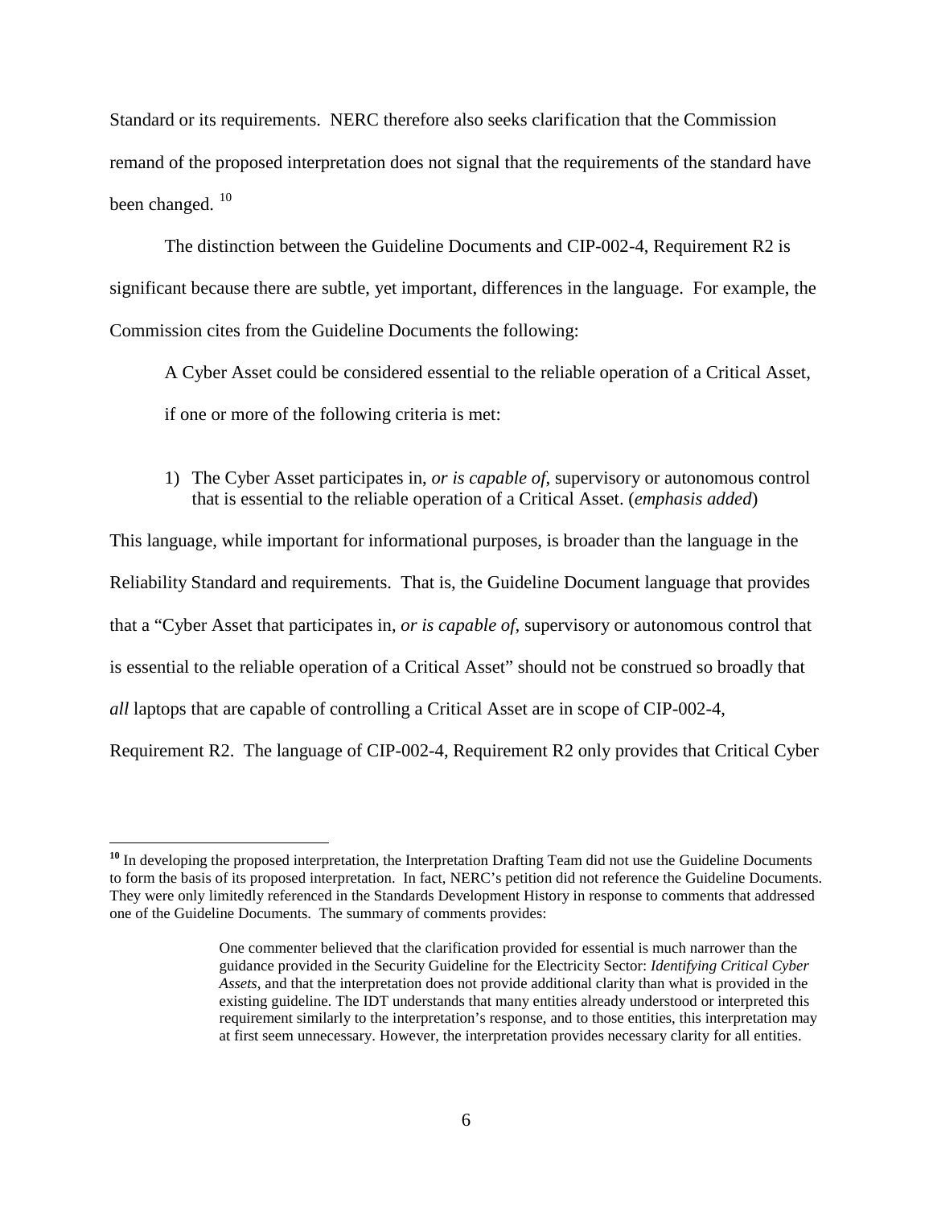Standard or its requirements. NERC therefore also seeks clarification that the Commission remand of the proposed interpretation does not signal that the requirements of the standard have been changed. [10]

The distinction between the Guideline Documents and CIP-002-4, Requirement R2 is significant because there are subtle, yet important, differences in the language. For example, the Commission cites from the Guideline Documents the following:

> A Cyber Asset could be considered essential to the reliable operation of a Critical Asset, if one or more of the following criteria is met:
>
> 1) The Cyber Asset participates in, *or is capable of*, supervisory or autonomous control that is essential to the reliable operation of a Critical Asset. (*emphasis added*)

This language, while important for informational purposes, is broader than the language in the Reliability Standard and requirements. That is, the Guideline Document language that provides that a "Cyber Asset that participates in, *or is capable of*, supervisory or autonomous control that is essential to the reliable operation of a Critical Asset" should not be construed so broadly that *all* laptops that are capable of controlling a Critical Asset are in scope of CIP-002-4, Requirement R2. The language of CIP-002-4, Requirement R2 only provides that Critical Cyber

---

[10] In developing the proposed interpretation, the Interpretation Drafting Team did not use the Guideline Documents to form the basis of its proposed interpretation. In fact, NERC's petition did not reference the Guideline Documents. They were only limitedly referenced in the Standards Development History in response to comments that addressed one of the Guideline Documents. The summary of comments provides:

> One commenter believed that the clarification provided for essential is much narrower than the guidance provided in the Security Guideline for the Electricity Sector: *Identifying Critical Cyber Assets*, and that the interpretation does not provide additional clarity than what is provided in the existing guideline. The IDT understands that many entities already understood or interpreted this requirement similarly to the interpretation's response, and to those entities, this interpretation may at first seem unnecessary. However, the interpretation provides necessary clarity for all entities.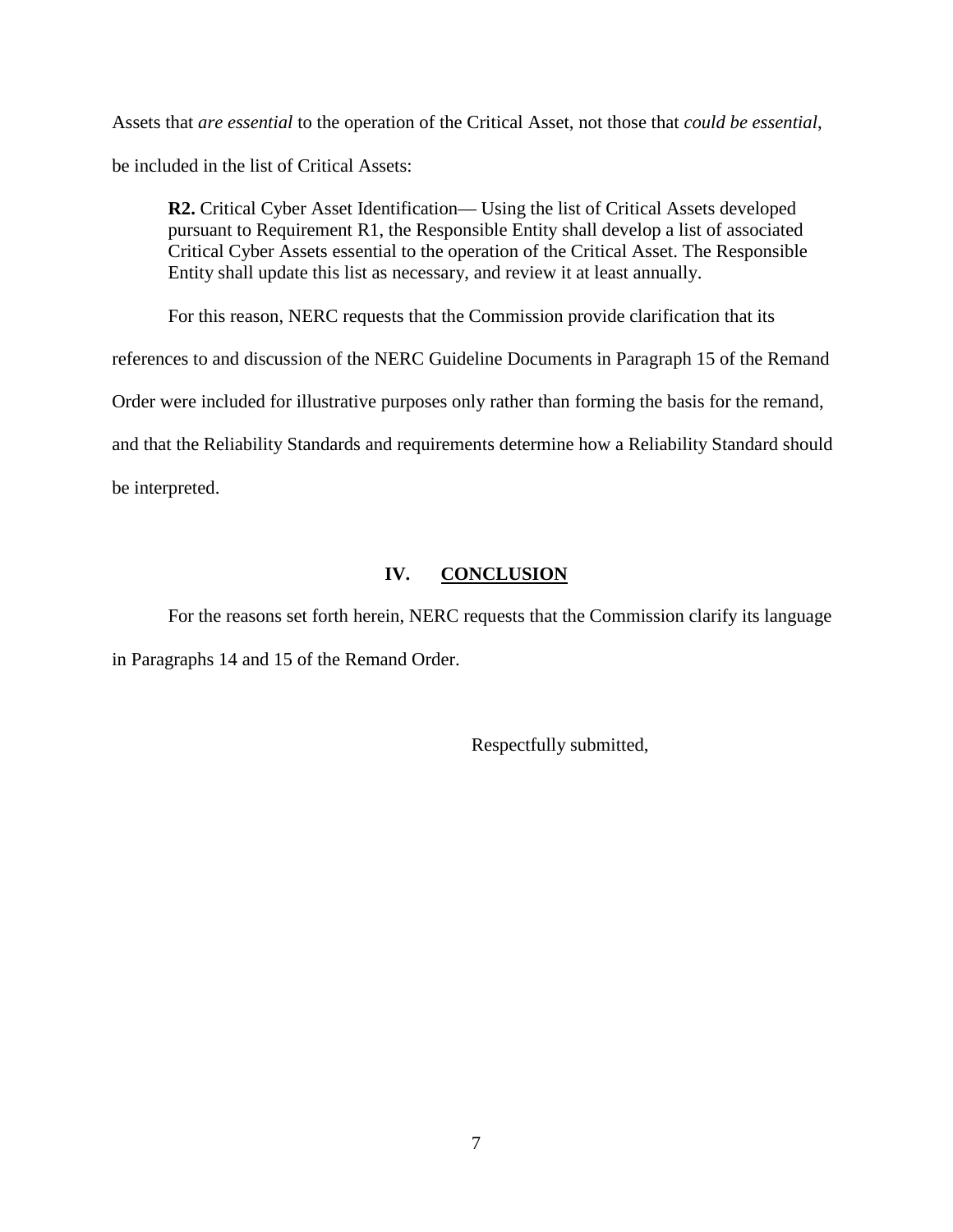Assets that *are essential* to the operation of the Critical Asset, not those that *could be essential*, be included in the list of Critical Assets:

> **R2.** Critical Cyber Asset Identification— Using the list of Critical Assets developed pursuant to Requirement R1, the Responsible Entity shall develop a list of associated Critical Cyber Assets essential to the operation of the Critical Asset. The Responsible Entity shall update this list as necessary, and review it at least annually.

For this reason, NERC requests that the Commission provide clarification that its references to and discussion of the NERC Guideline Documents in Paragraph 15 of the Remand Order were included for illustrative purposes only rather than forming the basis for the remand, and that the Reliability Standards and requirements determine how a Reliability Standard should be interpreted.

## IV. CONCLUSION

For the reasons set forth herein, NERC requests that the Commission clarify its language in Paragraphs 14 and 15 of the Remand Order.

Respectfully submitted,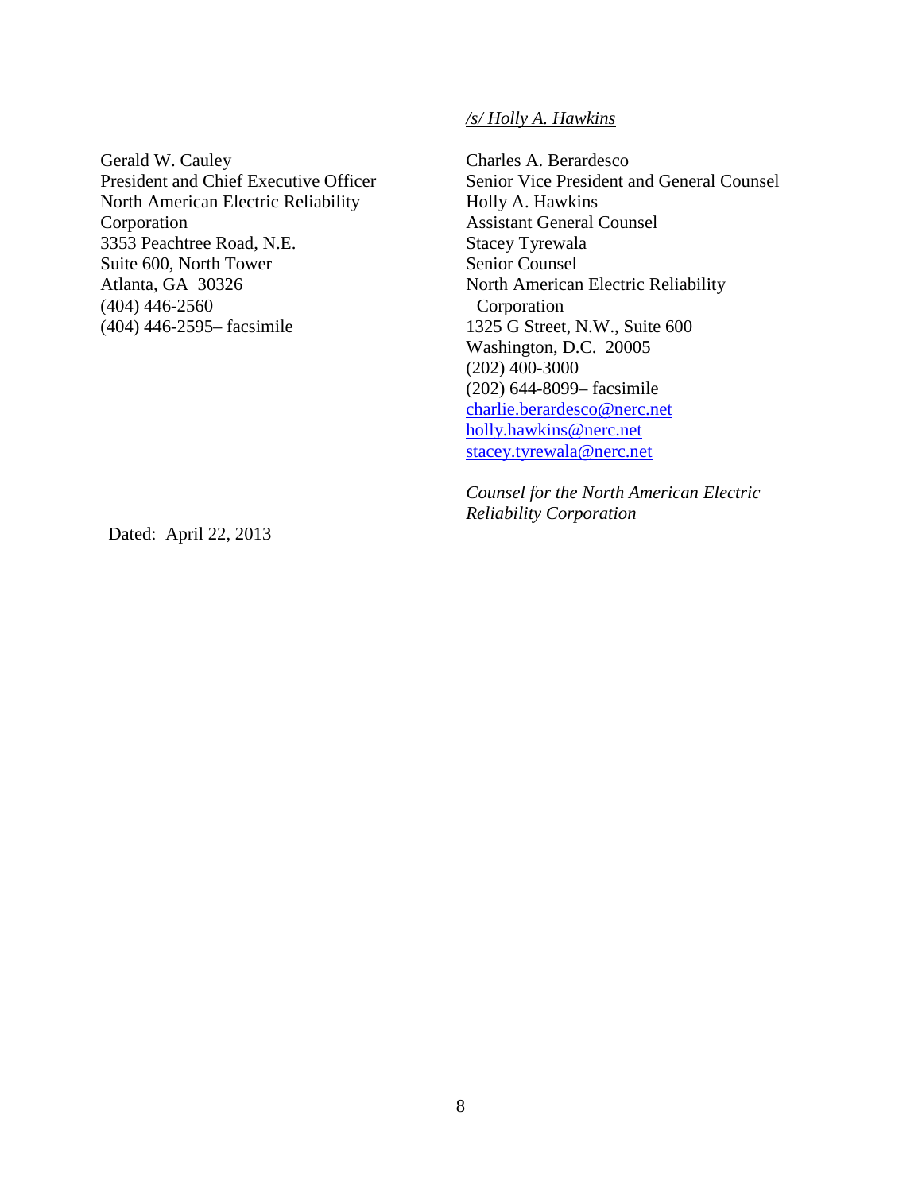*/s/ Holly A. Hawkins*

Gerald W. Cauley
President and Chief Executive Officer
North American Electric Reliability
Corporation
3353 Peachtree Road, N.E.
Suite 600, North Tower
Atlanta, GA 30326
(404) 446-2560
(404) 446-2595– facsimile

Charles A. Berardesco
Senior Vice President and General Counsel
Holly A. Hawkins
Assistant General Counsel
Stacey Tyrewala
Senior Counsel
North American Electric Reliability
Corporation
1325 G Street, N.W., Suite 600
Washington, D.C. 20005
(202) 400-3000
(202) 644-8099– facsimile
charlie.berardesco@nerc.net
holly.hawkins@nerc.net
stacey.tyrewala@nerc.net

*Counsel for the North American Electric Reliability Corporation*

Dated: April 22, 2013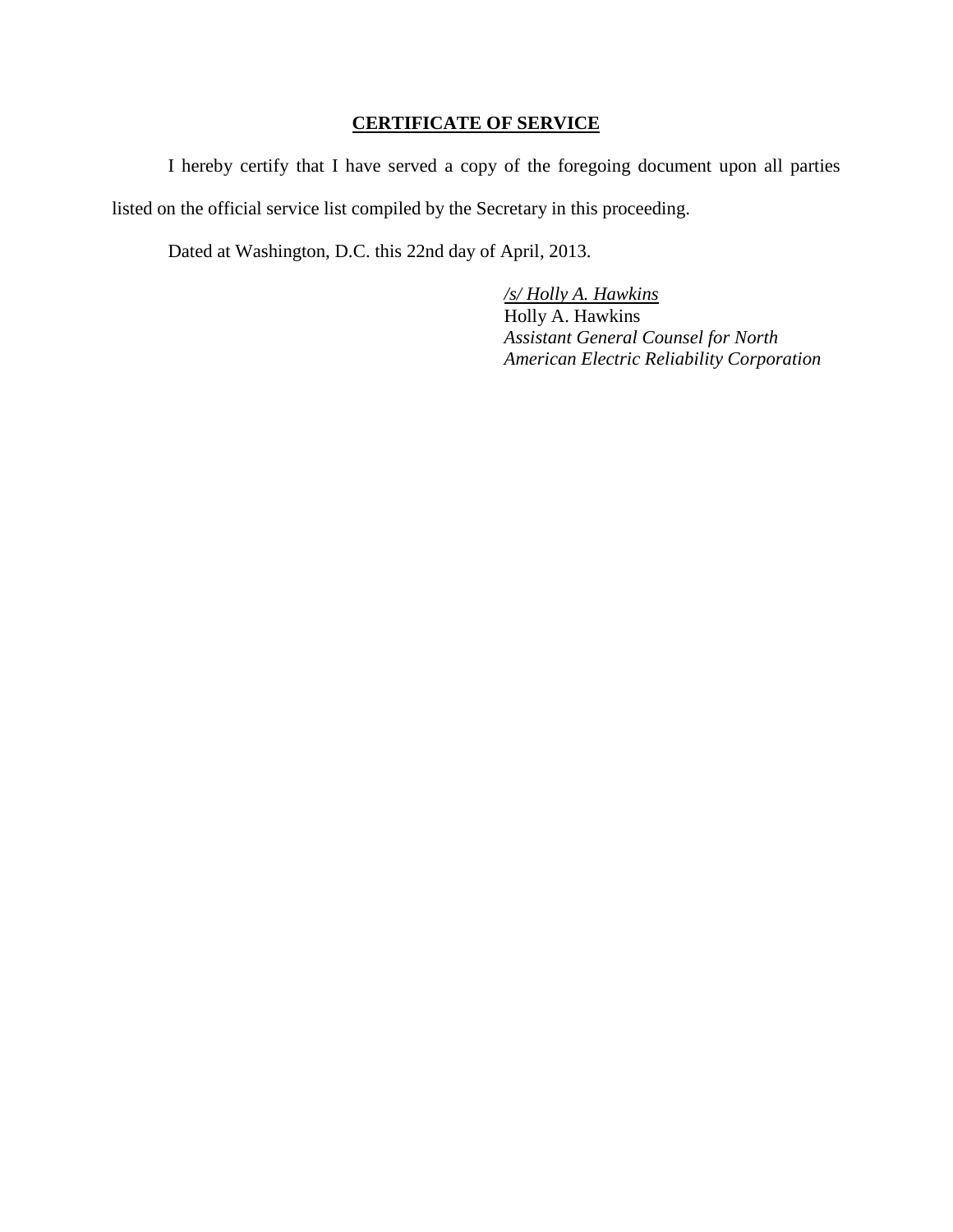**CERTIFICATE OF SERVICE**

I hereby certify that I have served a copy of the foregoing document upon all parties listed on the official service list compiled by the Secretary in this proceeding.

Dated at Washington, D.C. this 22nd day of April, 2013.

*/s/ Holly A. Hawkins*
Holly A. Hawkins
*Assistant General Counsel for North American Electric Reliability Corporation*